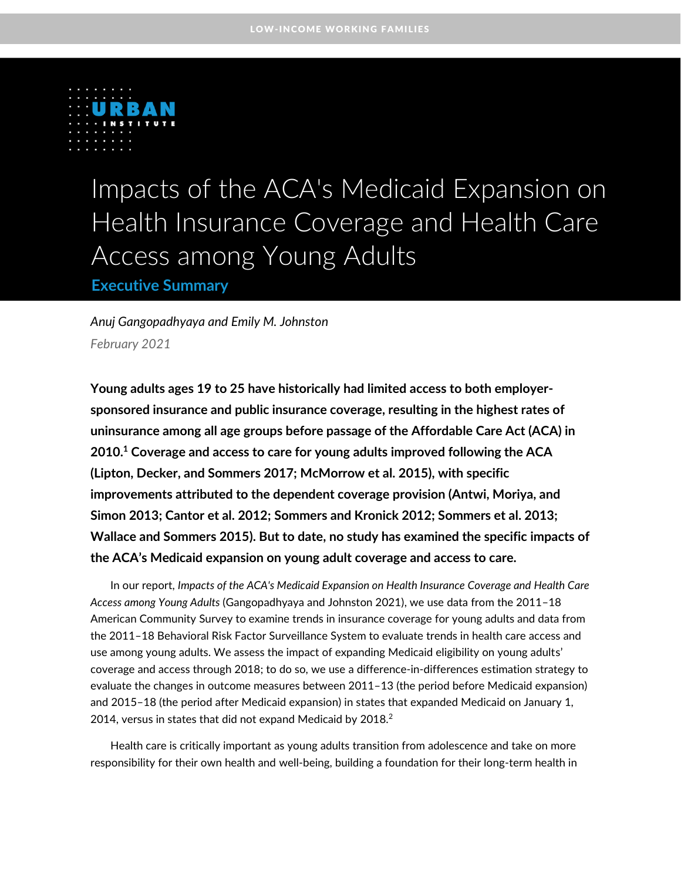LOW-INCOME WORKING FAMILIES

# Impacts of the ACA's Medicaid Expansion on Health Insurance Coverage and Health Care Access among Young Adults

## Executive Summary

*Anuj Gangopadhyaya and Emily M. Johnston*

*February 2021*

**Young adults ages 19 to 25 have historically had limited access to both employer-sponsored insurance and public insurance coverage, resulting in the highest rates of uninsurance among all age groups before passage of the Affordable Care Act (ACA) in 2010.[1] Coverage and access to care for young adults improved following the ACA (Lipton, Decker, and Sommers 2017; McMorrow et al. 2015), with specific improvements attributed to the dependent coverage provision (Antwi, Moriya, and Simon 2013; Cantor et al. 2012; Sommers and Kronick 2012; Sommers et al. 2013; Wallace and Sommers 2015). But to date, no study has examined the specific impacts of the ACA's Medicaid expansion on young adult coverage and access to care.**

In our report, *Impacts of the ACA's Medicaid Expansion on Health Insurance Coverage and Health Care Access among Young Adults* (Gangopadhyaya and Johnston 2021), we use data from the 2011–18 American Community Survey to examine trends in insurance coverage for young adults and data from the 2011–18 Behavioral Risk Factor Surveillance System to evaluate trends in health care access and use among young adults. We assess the impact of expanding Medicaid eligibility on young adults' coverage and access through 2018; to do so, we use a difference-in-differences estimation strategy to evaluate the changes in outcome measures between 2011–13 (the period before Medicaid expansion) and 2015–18 (the period after Medicaid expansion) in states that expanded Medicaid on January 1, 2014, versus in states that did not expand Medicaid by 2018.[2]

Health care is critically important as young adults transition from adolescence and take on more responsibility for their own health and well-being, building a foundation for their long-term health in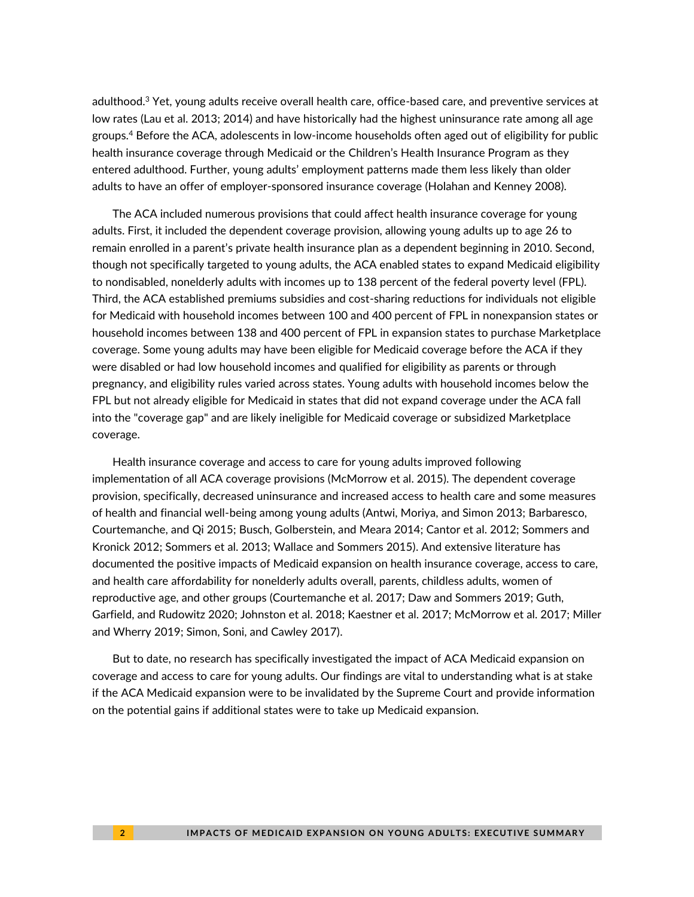adulthood.[3] Yet, young adults receive overall health care, office-based care, and preventive services at low rates (Lau et al. 2013; 2014) and have historically had the highest uninsurance rate among all age groups.[4] Before the ACA, adolescents in low-income households often aged out of eligibility for public health insurance coverage through Medicaid or the Children's Health Insurance Program as they entered adulthood. Further, young adults' employment patterns made them less likely than older adults to have an offer of employer-sponsored insurance coverage (Holahan and Kenney 2008).

The ACA included numerous provisions that could affect health insurance coverage for young adults. First, it included the dependent coverage provision, allowing young adults up to age 26 to remain enrolled in a parent's private health insurance plan as a dependent beginning in 2010. Second, though not specifically targeted to young adults, the ACA enabled states to expand Medicaid eligibility to nondisabled, nonelderly adults with incomes up to 138 percent of the federal poverty level (FPL). Third, the ACA established premiums subsidies and cost-sharing reductions for individuals not eligible for Medicaid with household incomes between 100 and 400 percent of FPL in nonexpansion states or household incomes between 138 and 400 percent of FPL in expansion states to purchase Marketplace coverage. Some young adults may have been eligible for Medicaid coverage before the ACA if they were disabled or had low household incomes and qualified for eligibility as parents or through pregnancy, and eligibility rules varied across states. Young adults with household incomes below the FPL but not already eligible for Medicaid in states that did not expand coverage under the ACA fall into the "coverage gap" and are likely ineligible for Medicaid coverage or subsidized Marketplace coverage.

Health insurance coverage and access to care for young adults improved following implementation of all ACA coverage provisions (McMorrow et al. 2015). The dependent coverage provision, specifically, decreased uninsurance and increased access to health care and some measures of health and financial well-being among young adults (Antwi, Moriya, and Simon 2013; Barbaresco, Courtemanche, and Qi 2015; Busch, Golberstein, and Meara 2014; Cantor et al. 2012; Sommers and Kronick 2012; Sommers et al. 2013; Wallace and Sommers 2015). And extensive literature has documented the positive impacts of Medicaid expansion on health insurance coverage, access to care, and health care affordability for nonelderly adults overall, parents, childless adults, women of reproductive age, and other groups (Courtemanche et al. 2017; Daw and Sommers 2019; Guth, Garfield, and Rudowitz 2020; Johnston et al. 2018; Kaestner et al. 2017; McMorrow et al. 2017; Miller and Wherry 2019; Simon, Soni, and Cawley 2017).

But to date, no research has specifically investigated the impact of ACA Medicaid expansion on coverage and access to care for young adults. Our findings are vital to understanding what is at stake if the ACA Medicaid expansion were to be invalidated by the Supreme Court and provide information on the potential gains if additional states were to take up Medicaid expansion.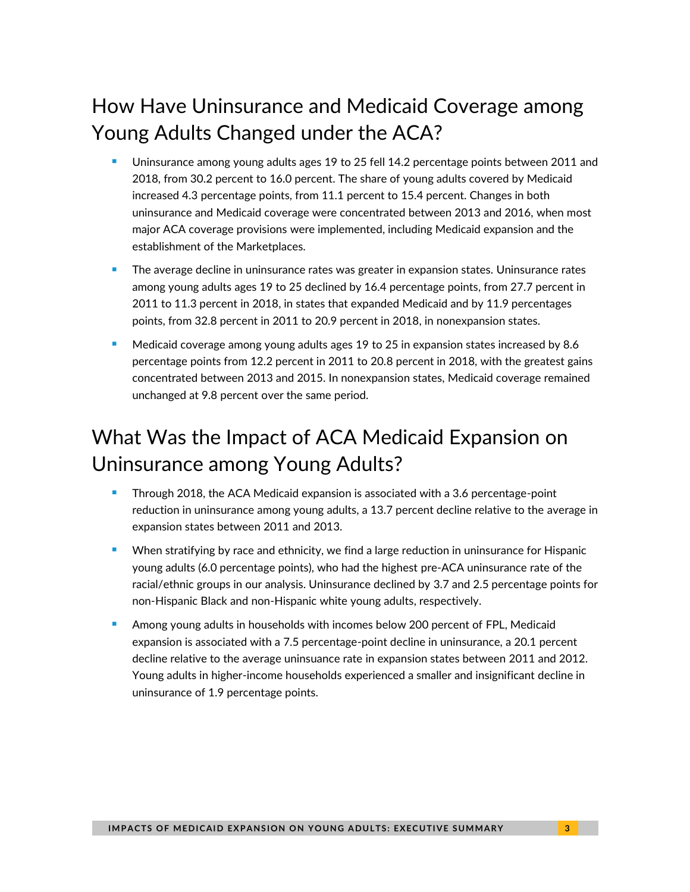## How Have Uninsurance and Medicaid Coverage among Young Adults Changed under the ACA?

- Uninsurance among young adults ages 19 to 25 fell 14.2 percentage points between 2011 and 2018, from 30.2 percent to 16.0 percent. The share of young adults covered by Medicaid increased 4.3 percentage points, from 11.1 percent to 15.4 percent. Changes in both uninsurance and Medicaid coverage were concentrated between 2013 and 2016, when most major ACA coverage provisions were implemented, including Medicaid expansion and the establishment of the Marketplaces.
- The average decline in uninsurance rates was greater in expansion states. Uninsurance rates among young adults ages 19 to 25 declined by 16.4 percentage points, from 27.7 percent in 2011 to 11.3 percent in 2018, in states that expanded Medicaid and by 11.9 percentages points, from 32.8 percent in 2011 to 20.9 percent in 2018, in nonexpansion states.
- Medicaid coverage among young adults ages 19 to 25 in expansion states increased by 8.6 percentage points from 12.2 percent in 2011 to 20.8 percent in 2018, with the greatest gains concentrated between 2013 and 2015. In nonexpansion states, Medicaid coverage remained unchanged at 9.8 percent over the same period.

## What Was the Impact of ACA Medicaid Expansion on Uninsurance among Young Adults?

- Through 2018, the ACA Medicaid expansion is associated with a 3.6 percentage-point reduction in uninsurance among young adults, a 13.7 percent decline relative to the average in expansion states between 2011 and 2013.
- When stratifying by race and ethnicity, we find a large reduction in uninsurance for Hispanic young adults (6.0 percentage points), who had the highest pre-ACA uninsurance rate of the racial/ethnic groups in our analysis. Uninsurance declined by 3.7 and 2.5 percentage points for non-Hispanic Black and non-Hispanic white young adults, respectively.
- Among young adults in households with incomes below 200 percent of FPL, Medicaid expansion is associated with a 7.5 percentage-point decline in uninsurance, a 20.1 percent decline relative to the average uninsuance rate in expansion states between 2011 and 2012. Young adults in higher-income households experienced a smaller and insignificant decline in uninsurance of 1.9 percentage points.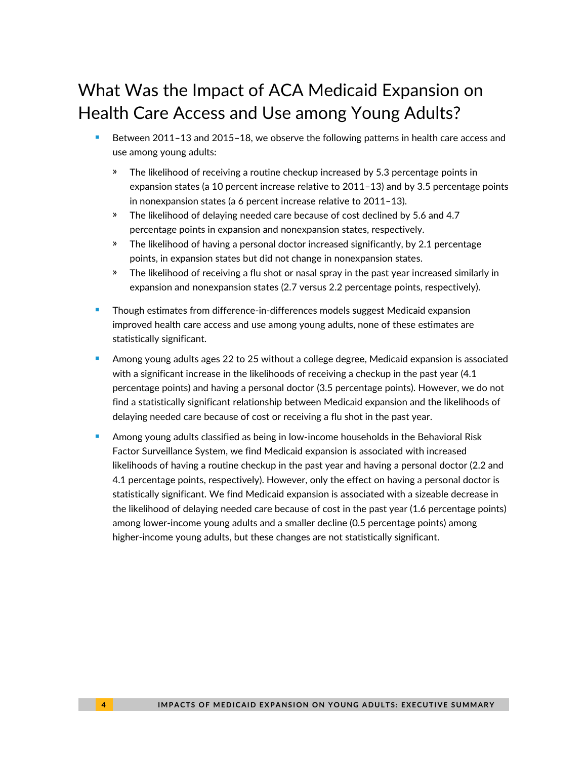## What Was the Impact of ACA Medicaid Expansion on Health Care Access and Use among Young Adults?

- Between 2011–13 and 2015–18, we observe the following patterns in health care access and use among young adults:
  - The likelihood of receiving a routine checkup increased by 5.3 percentage points in expansion states (a 10 percent increase relative to 2011–13) and by 3.5 percentage points in nonexpansion states (a 6 percent increase relative to 2011–13).
  - The likelihood of delaying needed care because of cost declined by 5.6 and 4.7 percentage points in expansion and nonexpansion states, respectively.
  - The likelihood of having a personal doctor increased significantly, by 2.1 percentage points, in expansion states but did not change in nonexpansion states.
  - The likelihood of receiving a flu shot or nasal spray in the past year increased similarly in expansion and nonexpansion states (2.7 versus 2.2 percentage points, respectively).
- Though estimates from difference-in-differences models suggest Medicaid expansion improved health care access and use among young adults, none of these estimates are statistically significant.
- Among young adults ages 22 to 25 without a college degree, Medicaid expansion is associated with a significant increase in the likelihoods of receiving a checkup in the past year (4.1 percentage points) and having a personal doctor (3.5 percentage points). However, we do not find a statistically significant relationship between Medicaid expansion and the likelihoods of delaying needed care because of cost or receiving a flu shot in the past year.
- Among young adults classified as being in low-income households in the Behavioral Risk Factor Surveillance System, we find Medicaid expansion is associated with increased likelihoods of having a routine checkup in the past year and having a personal doctor (2.2 and 4.1 percentage points, respectively). However, only the effect on having a personal doctor is statistically significant. We find Medicaid expansion is associated with a sizeable decrease in the likelihood of delaying needed care because of cost in the past year (1.6 percentage points) among lower-income young adults and a smaller decline (0.5 percentage points) among higher-income young adults, but these changes are not statistically significant.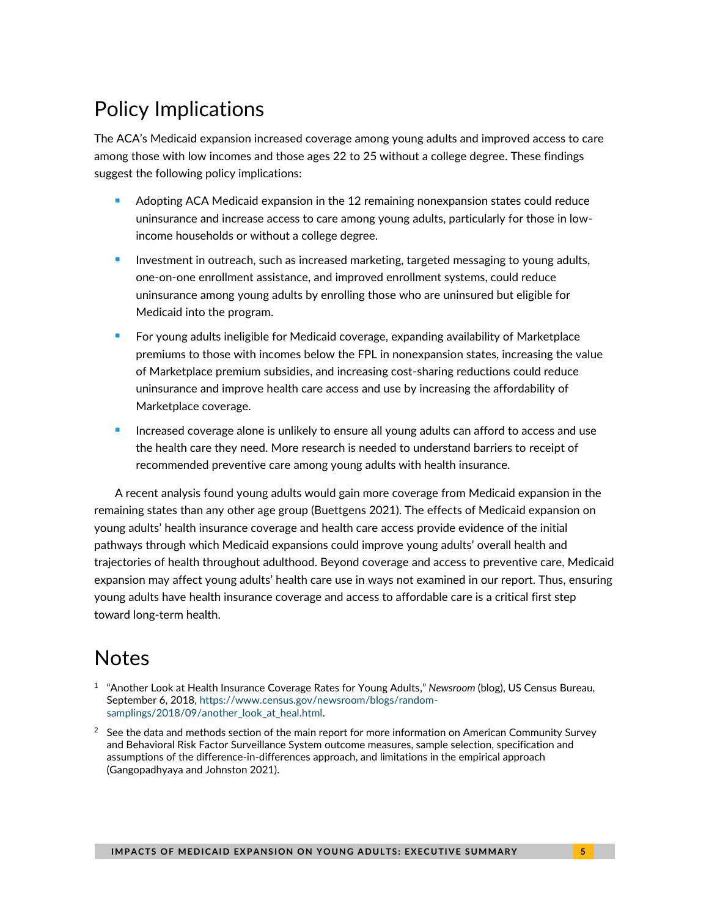## Policy Implications

The ACA's Medicaid expansion increased coverage among young adults and improved access to care among those with low incomes and those ages 22 to 25 without a college degree. These findings suggest the following policy implications:

- Adopting ACA Medicaid expansion in the 12 remaining nonexpansion states could reduce uninsurance and increase access to care among young adults, particularly for those in low-income households or without a college degree.
- Investment in outreach, such as increased marketing, targeted messaging to young adults, one-on-one enrollment assistance, and improved enrollment systems, could reduce uninsurance among young adults by enrolling those who are uninsured but eligible for Medicaid into the program.
- For young adults ineligible for Medicaid coverage, expanding availability of Marketplace premiums to those with incomes below the FPL in nonexpansion states, increasing the value of Marketplace premium subsidies, and increasing cost-sharing reductions could reduce uninsurance and improve health care access and use by increasing the affordability of Marketplace coverage.
- Increased coverage alone is unlikely to ensure all young adults can afford to access and use the health care they need. More research is needed to understand barriers to receipt of recommended preventive care among young adults with health insurance.

A recent analysis found young adults would gain more coverage from Medicaid expansion in the remaining states than any other age group (Buettgens 2021). The effects of Medicaid expansion on young adults' health insurance coverage and health care access provide evidence of the initial pathways through which Medicaid expansions could improve young adults' overall health and trajectories of health throughout adulthood. Beyond coverage and access to preventive care, Medicaid expansion may affect young adults' health care use in ways not examined in our report. Thus, ensuring young adults have health insurance coverage and access to affordable care is a critical first step toward long-term health.

## Notes

1. "Another Look at Health Insurance Coverage Rates for Young Adults," *Newsroom* (blog), US Census Bureau, September 6, 2018, https://www.census.gov/newsroom/blogs/random-samplings/2018/09/another_look_at_heal.html.
2. See the data and methods section of the main report for more information on American Community Survey and Behavioral Risk Factor Surveillance System outcome measures, sample selection, specification and assumptions of the difference-in-differences approach, and limitations in the empirical approach (Gangopadhyaya and Johnston 2021).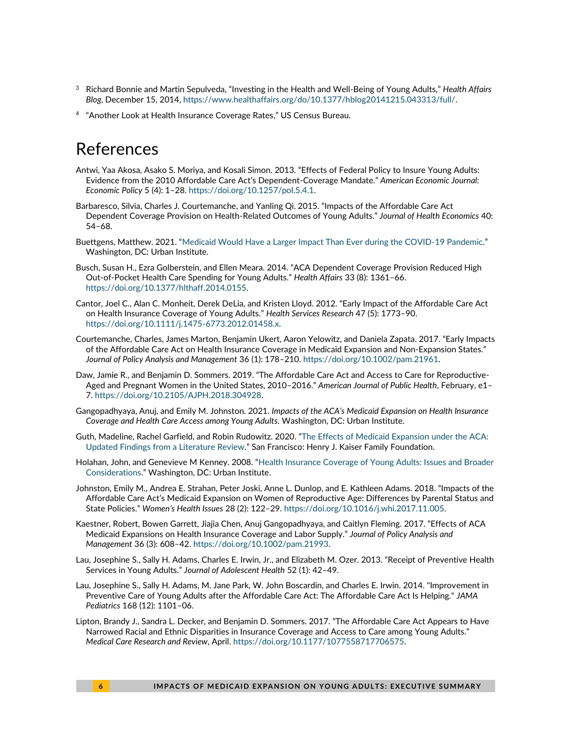[3] Richard Bonnie and Martin Sepulveda, "Investing in the Health and Well-Being of Young Adults," *Health Affairs Blog*, December 15, 2014, https://www.healthaffairs.org/do/10.1377/hblog20141215.043313/full/.

[4] "Another Look at Health Insurance Coverage Rates," US Census Bureau.

# References

Antwi, Yaa Akosa, Asako S. Moriya, and Kosali Simon. 2013. "Effects of Federal Policy to Insure Young Adults: Evidence from the 2010 Affordable Care Act's Dependent-Coverage Mandate." *American Economic Journal: Economic Policy* 5 (4): 1–28. https://doi.org/10.1257/pol.5.4.1.

Barbaresco, Silvia, Charles J. Courtemanche, and Yanling Qi. 2015. "Impacts of the Affordable Care Act Dependent Coverage Provision on Health-Related Outcomes of Young Adults." *Journal of Health Economics* 40: 54–68.

Buettgens, Matthew. 2021. "Medicaid Would Have a Larger Impact Than Ever during the COVID-19 Pandemic." Washington, DC: Urban Institute.

Busch, Susan H., Ezra Golberstein, and Ellen Meara. 2014. "ACA Dependent Coverage Provision Reduced High Out-of-Pocket Health Care Spending for Young Adults." *Health Affairs* 33 (8): 1361–66. https://doi.org/10.1377/hlthaff.2014.0155.

Cantor, Joel C., Alan C. Monheit, Derek DeLia, and Kristen Lloyd. 2012. "Early Impact of the Affordable Care Act on Health Insurance Coverage of Young Adults." *Health Services Research* 47 (5): 1773–90. https://doi.org/10.1111/j.1475-6773.2012.01458.x.

Courtemanche, Charles, James Marton, Benjamin Ukert, Aaron Yelowitz, and Daniela Zapata. 2017. "Early Impacts of the Affordable Care Act on Health Insurance Coverage in Medicaid Expansion and Non-Expansion States." *Journal of Policy Analysis and Management* 36 (1): 178–210. https://doi.org/10.1002/pam.21961.

Daw, Jamie R., and Benjamin D. Sommers. 2019. "The Affordable Care Act and Access to Care for Reproductive-Aged and Pregnant Women in the United States, 2010–2016." *American Journal of Public Health*, February, e1–7. https://doi.org/10.2105/AJPH.2018.304928.

Gangopadhyaya, Anuj, and Emily M. Johnston. 2021. *Impacts of the ACA's Medicaid Expansion on Health Insurance Coverage and Health Care Access among Young Adults*. Washington, DC: Urban Institute.

Guth, Madeline, Rachel Garfield, and Robin Rudowitz. 2020. "The Effects of Medicaid Expansion under the ACA: Updated Findings from a Literature Review." San Francisco: Henry J. Kaiser Family Foundation.

Holahan, John, and Genevieve M Kenney. 2008. "Health Insurance Coverage of Young Adults: Issues and Broader Considerations." Washington, DC: Urban Institute.

Johnston, Emily M., Andrea E. Strahan, Peter Joski, Anne L. Dunlop, and E. Kathleen Adams. 2018. "Impacts of the Affordable Care Act's Medicaid Expansion on Women of Reproductive Age: Differences by Parental Status and State Policies." *Women's Health Issues* 28 (2): 122–29. https://doi.org/10.1016/j.whi.2017.11.005.

Kaestner, Robert, Bowen Garrett, Jiajia Chen, Anuj Gangopadhyaya, and Caitlyn Fleming. 2017. "Effects of ACA Medicaid Expansions on Health Insurance Coverage and Labor Supply." *Journal of Policy Analysis and Management* 36 (3): 608–42. https://doi.org/10.1002/pam.21993.

Lau, Josephine S., Sally H. Adams, Charles E. Irwin, Jr., and Elizabeth M. Ozer. 2013. "Receipt of Preventive Health Services in Young Adults." *Journal of Adolescent Health* 52 (1): 42–49.

Lau, Josephine S., Sally H. Adams, M. Jane Park, W. John Boscardin, and Charles E. Irwin. 2014. "Improvement in Preventive Care of Young Adults after the Affordable Care Act: The Affordable Care Act Is Helping." *JAMA Pediatrics* 168 (12): 1101–06.

Lipton, Brandy J., Sandra L. Decker, and Benjamin D. Sommers. 2017. "The Affordable Care Act Appears to Have Narrowed Racial and Ethnic Disparities in Insurance Coverage and Access to Care among Young Adults." *Medical Care Research and Review*, April. https://doi.org/10.1177/1077558717706575.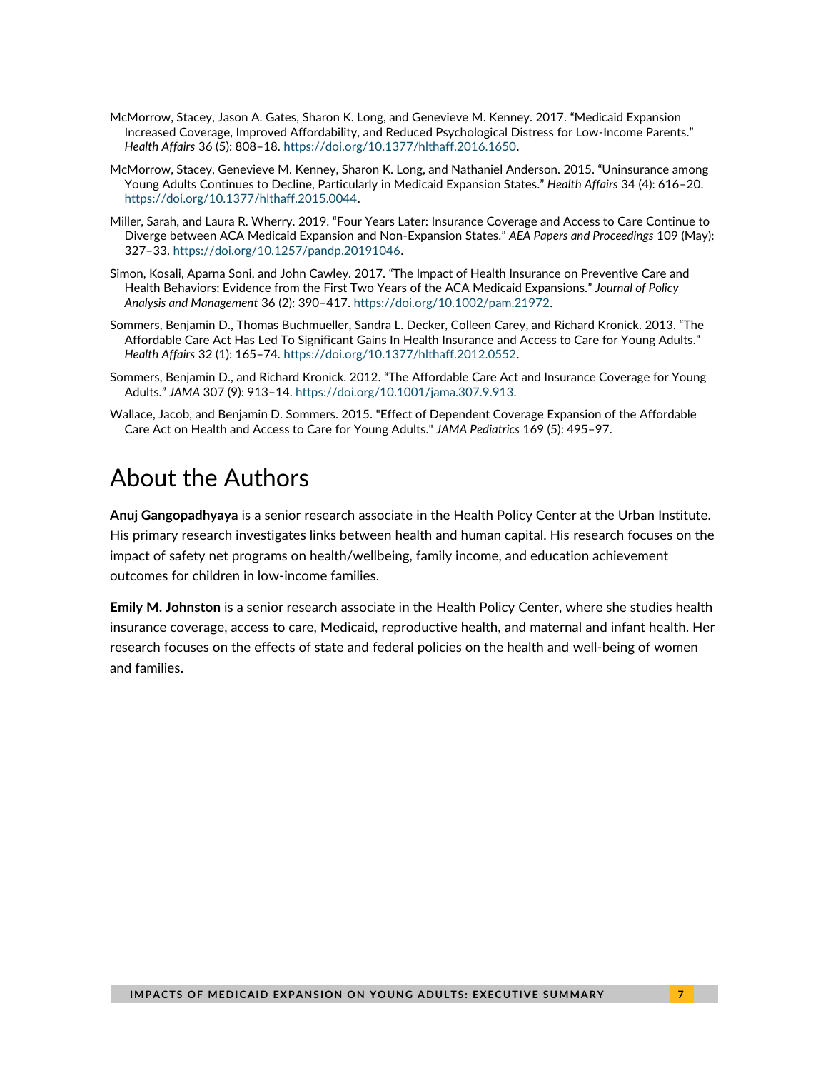McMorrow, Stacey, Jason A. Gates, Sharon K. Long, and Genevieve M. Kenney. 2017. "Medicaid Expansion Increased Coverage, Improved Affordability, and Reduced Psychological Distress for Low-Income Parents." *Health Affairs* 36 (5): 808–18. https://doi.org/10.1377/hlthaff.2016.1650.

McMorrow, Stacey, Genevieve M. Kenney, Sharon K. Long, and Nathaniel Anderson. 2015. "Uninsurance among Young Adults Continues to Decline, Particularly in Medicaid Expansion States." *Health Affairs* 34 (4): 616–20. https://doi.org/10.1377/hlthaff.2015.0044.

Miller, Sarah, and Laura R. Wherry. 2019. "Four Years Later: Insurance Coverage and Access to Care Continue to Diverge between ACA Medicaid Expansion and Non-Expansion States." *AEA Papers and Proceedings* 109 (May): 327–33. https://doi.org/10.1257/pandp.20191046.

Simon, Kosali, Aparna Soni, and John Cawley. 2017. "The Impact of Health Insurance on Preventive Care and Health Behaviors: Evidence from the First Two Years of the ACA Medicaid Expansions." *Journal of Policy Analysis and Management* 36 (2): 390–417. https://doi.org/10.1002/pam.21972.

Sommers, Benjamin D., Thomas Buchmueller, Sandra L. Decker, Colleen Carey, and Richard Kronick. 2013. "The Affordable Care Act Has Led To Significant Gains In Health Insurance and Access to Care for Young Adults." *Health Affairs* 32 (1): 165–74. https://doi.org/10.1377/hlthaff.2012.0552.

Sommers, Benjamin D., and Richard Kronick. 2012. "The Affordable Care Act and Insurance Coverage for Young Adults." *JAMA* 307 (9): 913–14. https://doi.org/10.1001/jama.307.9.913.

Wallace, Jacob, and Benjamin D. Sommers. 2015. "Effect of Dependent Coverage Expansion of the Affordable Care Act on Health and Access to Care for Young Adults." *JAMA Pediatrics* 169 (5): 495–97.

# About the Authors

**Anuj Gangopadhyaya** is a senior research associate in the Health Policy Center at the Urban Institute. His primary research investigates links between health and human capital. His research focuses on the impact of safety net programs on health/wellbeing, family income, and education achievement outcomes for children in low-income families.

**Emily M. Johnston** is a senior research associate in the Health Policy Center, where she studies health insurance coverage, access to care, Medicaid, reproductive health, and maternal and infant health. Her research focuses on the effects of state and federal policies on the health and well-being of women and families.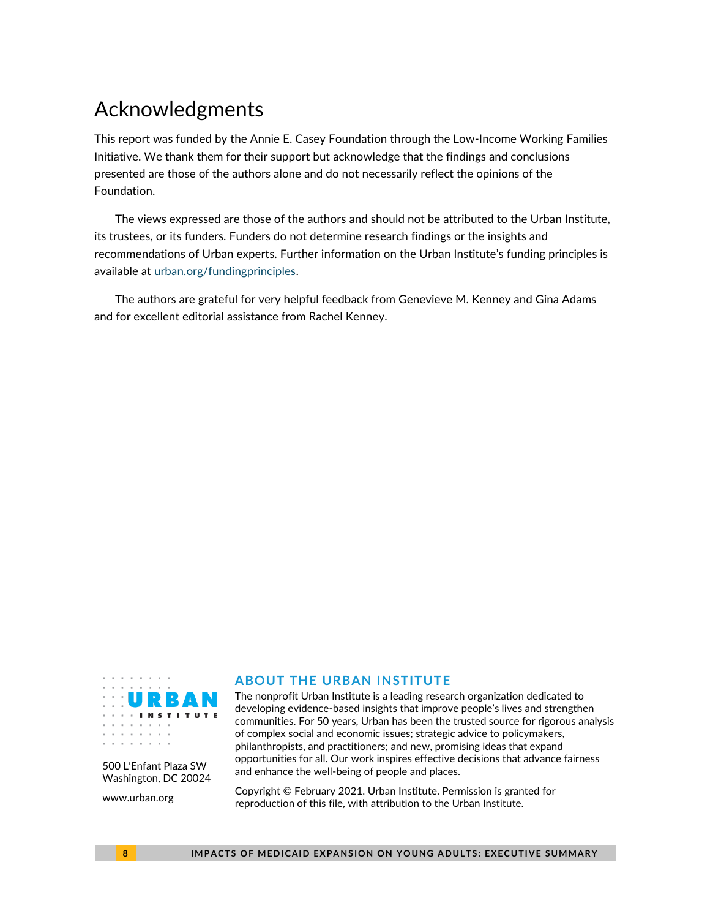# Acknowledgments

This report was funded by the Annie E. Casey Foundation through the Low-Income Working Families Initiative. We thank them for their support but acknowledge that the findings and conclusions presented are those of the authors alone and do not necessarily reflect the opinions of the Foundation.

The views expressed are those of the authors and should not be attributed to the Urban Institute, its trustees, or its funders. Funders do not determine research findings or the insights and recommendations of Urban experts. Further information on the Urban Institute's funding principles is available at urban.org/fundingprinciples.

The authors are grateful for very helpful feedback from Genevieve M. Kenney and Gina Adams and for excellent editorial assistance from Rachel Kenney.

URBAN INSTITUTE

500 L'Enfant Plaza SW
Washington, DC 20024

www.urban.org

## ABOUT THE URBAN INSTITUTE

The nonprofit Urban Institute is a leading research organization dedicated to developing evidence-based insights that improve people's lives and strengthen communities. For 50 years, Urban has been the trusted source for rigorous analysis of complex social and economic issues; strategic advice to policymakers, philanthropists, and practitioners; and new, promising ideas that expand opportunities for all. Our work inspires effective decisions that advance fairness and enhance the well-being of people and places.

Copyright © February 2021. Urban Institute. Permission is granted for reproduction of this file, with attribution to the Urban Institute.